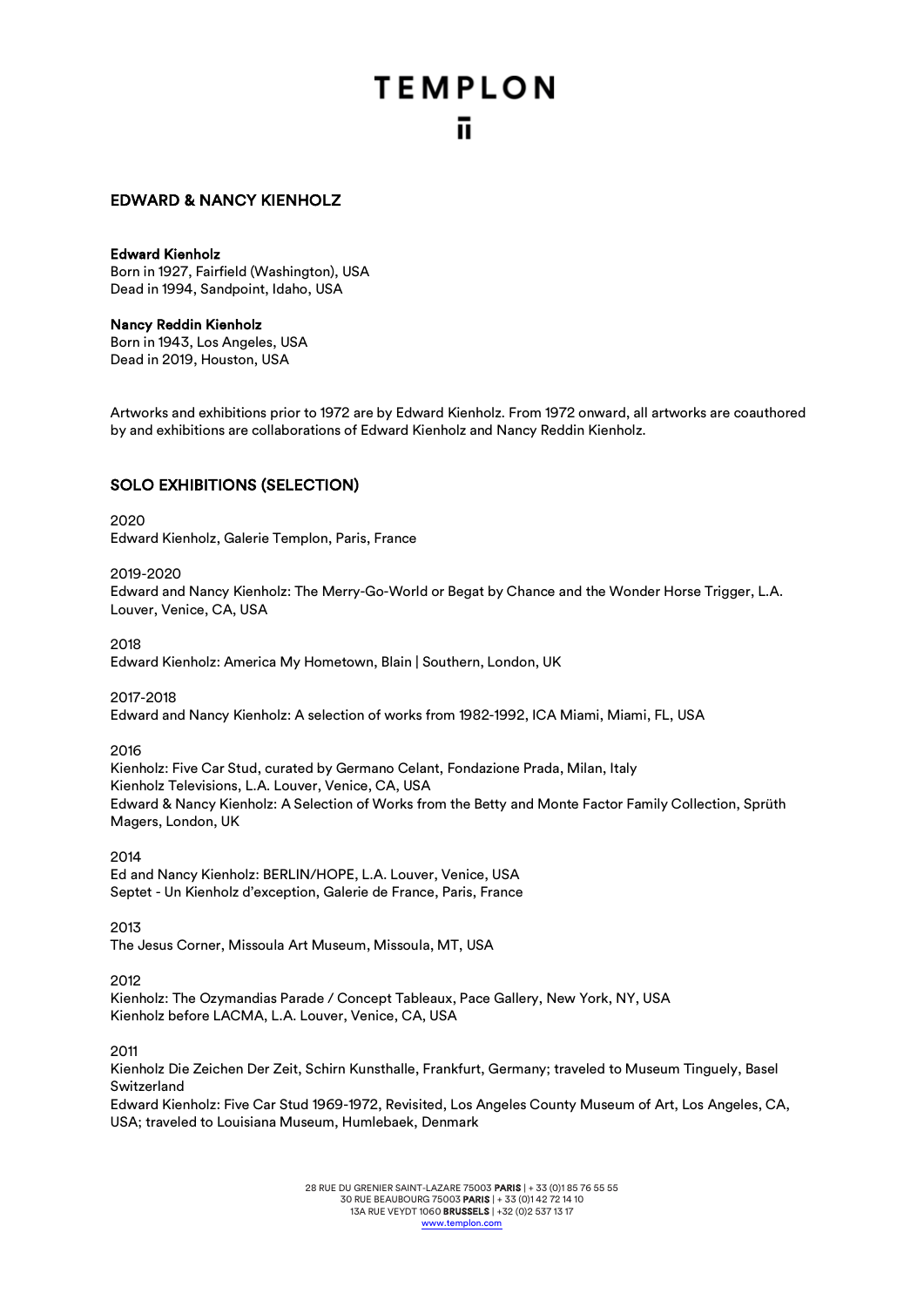# EDWARD & NANCY KIENHOLZ

**Edward Kienholz**
Born in 1927, Fairfield (Washington), USA
Dead in 1994, Sandpoint, Idaho, USA

**Nancy Reddin Kienholz**
Born in 1943, Los Angeles, USA
Dead in 2019, Houston, USA

Artworks and exhibitions prior to 1972 are by Edward Kienholz. From 1972 onward, all artworks are coauthored by and exhibitions are collaborations of Edward Kienholz and Nancy Reddin Kienholz.

## SOLO EXHIBITIONS (SELECTION)

2020
Edward Kienholz, Galerie Templon, Paris, France

2019-2020
Edward and Nancy Kienholz: The Merry-Go-World or Begat by Chance and the Wonder Horse Trigger, L.A. Louver, Venice, CA, USA

2018
Edward Kienholz: America My Hometown, Blain | Southern, London, UK

2017-2018
Edward and Nancy Kienholz: A selection of works from 1982-1992, ICA Miami, Miami, FL, USA

2016
Kienholz: Five Car Stud, curated by Germano Celant, Fondazione Prada, Milan, Italy
Kienholz Televisions, L.A. Louver, Venice, CA, USA
Edward & Nancy Kienholz: A Selection of Works from the Betty and Monte Factor Family Collection, Sprüth Magers, London, UK

2014
Ed and Nancy Kienholz: BERLIN/HOPE, L.A. Louver, Venice, USA
Septet - Un Kienholz d'exception, Galerie de France, Paris, France

2013
The Jesus Corner, Missoula Art Museum, Missoula, MT, USA

2012
Kienholz: The Ozymandias Parade / Concept Tableaux, Pace Gallery, New York, NY, USA
Kienholz before LACMA, L.A. Louver, Venice, CA, USA

2011
Kienholz Die Zeichen Der Zeit, Schirn Kunsthalle, Frankfurt, Germany; traveled to Museum Tinguely, Basel Switzerland
Edward Kienholz: Five Car Stud 1969-1972, Revisited, Los Angeles County Museum of Art, Los Angeles, CA, USA; traveled to Louisiana Museum, Humlebaek, Denmark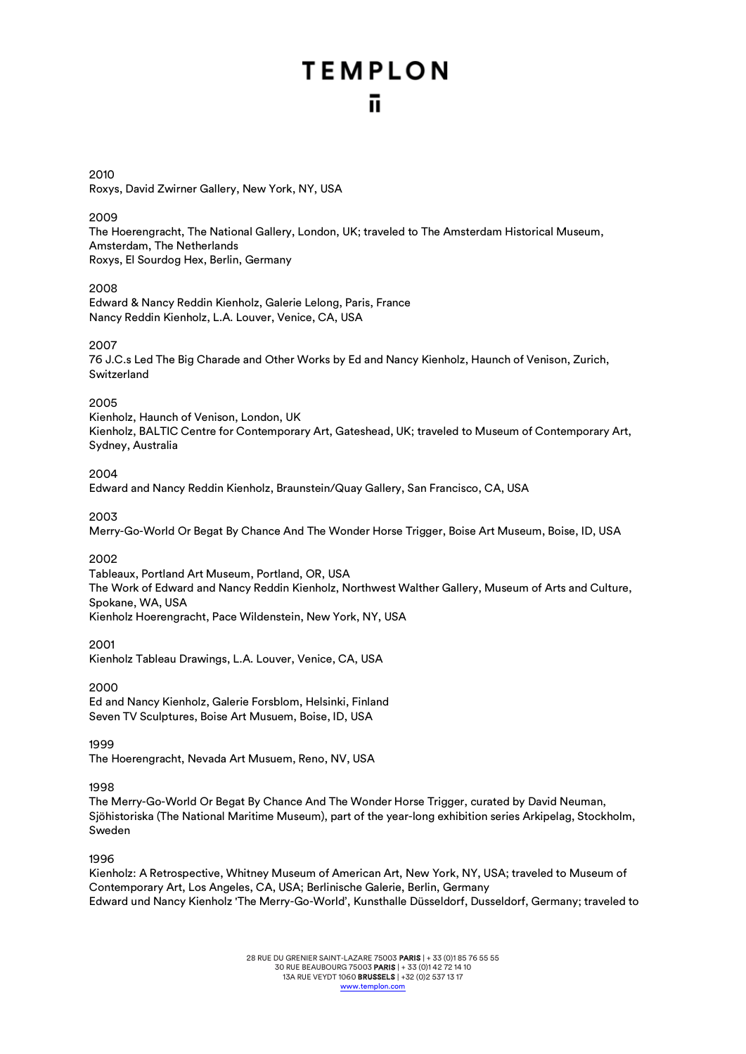2010
Roxys, David Zwirner Gallery, New York, NY, USA

2009
The Hoerengracht, The National Gallery, London, UK; traveled to The Amsterdam Historical Museum, Amsterdam, The Netherlands
Roxys, El Sourdog Hex, Berlin, Germany

2008
Edward & Nancy Reddin Kienholz, Galerie Lelong, Paris, France
Nancy Reddin Kienholz, L.A. Louver, Venice, CA, USA

2007
76 J.C.s Led The Big Charade and Other Works by Ed and Nancy Kienholz, Haunch of Venison, Zurich, Switzerland

2005
Kienholz, Haunch of Venison, London, UK
Kienholz, BALTIC Centre for Contemporary Art, Gateshead, UK; traveled to Museum of Contemporary Art, Sydney, Australia

2004
Edward and Nancy Reddin Kienholz, Braunstein/Quay Gallery, San Francisco, CA, USA

2003
Merry-Go-World Or Begat By Chance And The Wonder Horse Trigger, Boise Art Museum, Boise, ID, USA

2002
Tableaux, Portland Art Museum, Portland, OR, USA
The Work of Edward and Nancy Reddin Kienholz, Northwest Walther Gallery, Museum of Arts and Culture, Spokane, WA, USA
Kienholz Hoerengracht, Pace Wildenstein, New York, NY, USA

2001
Kienholz Tableau Drawings, L.A. Louver, Venice, CA, USA

2000
Ed and Nancy Kienholz, Galerie Forsblom, Helsinki, Finland
Seven TV Sculptures, Boise Art Musuem, Boise, ID, USA

1999
The Hoerengracht, Nevada Art Musuem, Reno, NV, USA

1998
The Merry-Go-World Or Begat By Chance And The Wonder Horse Trigger, curated by David Neuman, Sjöhistoriska (The National Maritime Museum), part of the year-long exhibition series Arkipelag, Stockholm, Sweden

1996
Kienholz: A Retrospective, Whitney Museum of American Art, New York, NY, USA; traveled to Museum of Contemporary Art, Los Angeles, CA, USA; Berlinische Galerie, Berlin, Germany
Edward und Nancy Kienholz 'The Merry-Go-World', Kunsthalle Düsseldorf, Dusseldorf, Germany; traveled to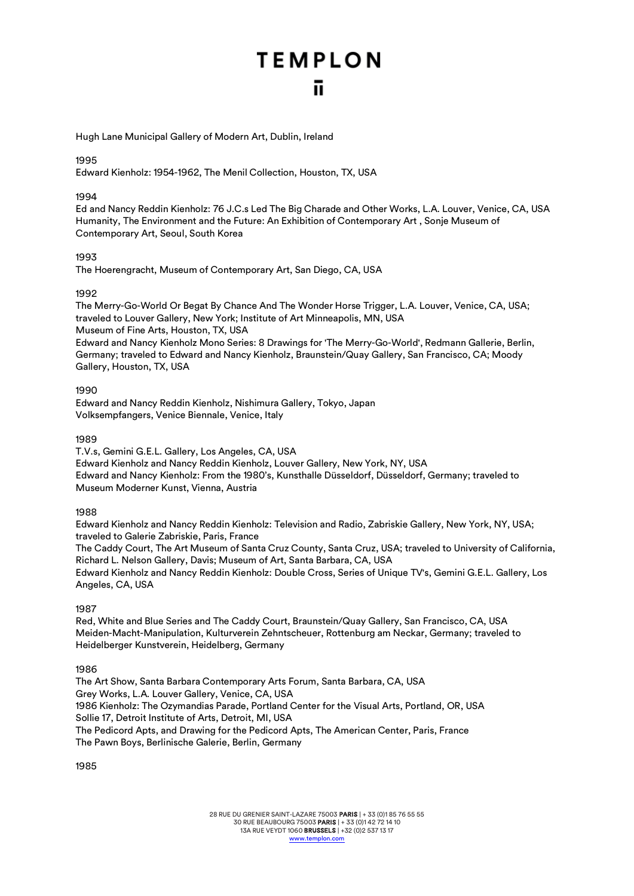Hugh Lane Municipal Gallery of Modern Art, Dublin, Ireland

1995

Edward Kienholz: 1954-1962, The Menil Collection, Houston, TX, USA

1994

Ed and Nancy Reddin Kienholz: 76 J.C.s Led The Big Charade and Other Works, L.A. Louver, Venice, CA, USA

Humanity, The Environment and the Future: An Exhibition of Contemporary Art , Sonje Museum of Contemporary Art, Seoul, South Korea

1993

The Hoerengracht, Museum of Contemporary Art, San Diego, CA, USA

1992

The Merry-Go-World Or Begat By Chance And The Wonder Horse Trigger, L.A. Louver, Venice, CA, USA; traveled to Louver Gallery, New York; Institute of Art Minneapolis, MN, USA

Museum of Fine Arts, Houston, TX, USA

Edward and Nancy Kienholz Mono Series: 8 Drawings for 'The Merry-Go-World', Redmann Gallerie, Berlin, Germany; traveled to Edward and Nancy Kienholz, Braunstein/Quay Gallery, San Francisco, CA; Moody Gallery, Houston, TX, USA

1990

Edward and Nancy Reddin Kienholz, Nishimura Gallery, Tokyo, Japan

Volksempfangers, Venice Biennale, Venice, Italy

1989

T.V.s, Gemini G.E.L. Gallery, Los Angeles, CA, USA

Edward Kienholz and Nancy Reddin Kienholz, Louver Gallery, New York, NY, USA

Edward and Nancy Kienholz: From the 1980's, Kunsthalle Düsseldorf, Düsseldorf, Germany; traveled to Museum Moderner Kunst, Vienna, Austria

1988

Edward Kienholz and Nancy Reddin Kienholz: Television and Radio, Zabriskie Gallery, New York, NY, USA; traveled to Galerie Zabriskie, Paris, France

The Caddy Court, The Art Museum of Santa Cruz County, Santa Cruz, USA; traveled to University of California, Richard L. Nelson Gallery, Davis; Museum of Art, Santa Barbara, CA, USA

Edward Kienholz and Nancy Reddin Kienholz: Double Cross, Series of Unique TV's, Gemini G.E.L. Gallery, Los Angeles, CA, USA

1987

Red, White and Blue Series and The Caddy Court, Braunstein/Quay Gallery, San Francisco, CA, USA

Meiden-Macht-Manipulation, Kulturverein Zehntscheuer, Rottenburg am Neckar, Germany; traveled to Heidelberger Kunstverein, Heidelberg, Germany

1986

The Art Show, Santa Barbara Contemporary Arts Forum, Santa Barbara, CA, USA

Grey Works, L.A. Louver Gallery, Venice, CA, USA

1986 Kienholz: The Ozymandias Parade, Portland Center for the Visual Arts, Portland, OR, USA

Sollie 17, Detroit Institute of Arts, Detroit, MI, USA

The Pedicord Apts, and Drawing for the Pedicord Apts, The American Center, Paris, France

The Pawn Boys, Berlinische Galerie, Berlin, Germany

1985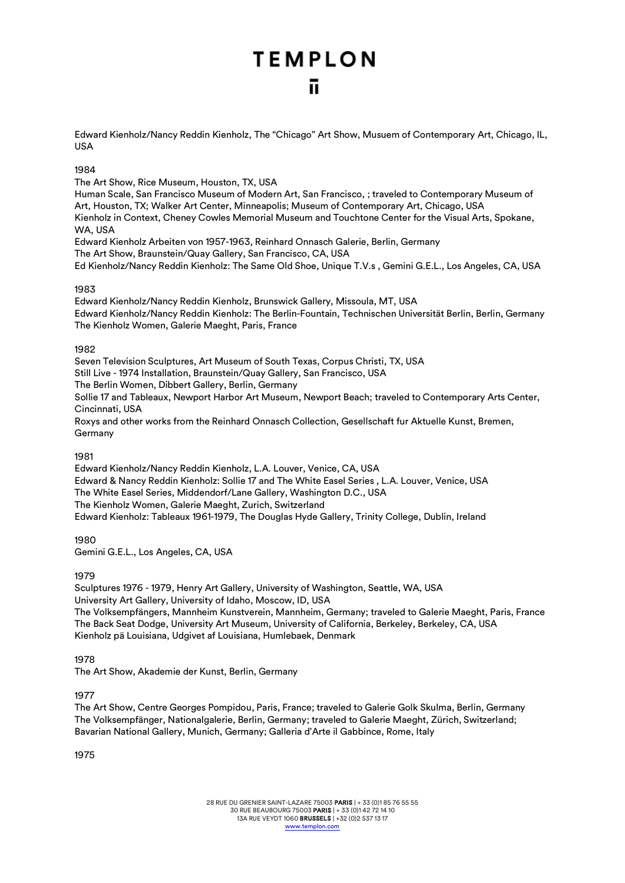Edward Kienholz/Nancy Reddin Kienholz, The "Chicago" Art Show, Musuem of Contemporary Art, Chicago, IL, USA

1984

The Art Show, Rice Museum, Houston, TX, USA
Human Scale, San Francisco Museum of Modern Art, San Francisco, ; traveled to Contemporary Museum of Art, Houston, TX; Walker Art Center, Minneapolis; Museum of Contemporary Art, Chicago, USA
Kienholz in Context, Cheney Cowles Memorial Museum and Touchtone Center for the Visual Arts, Spokane, WA, USA
Edward Kienholz Arbeiten von 1957-1963, Reinhard Onnasch Galerie, Berlin, Germany
The Art Show, Braunstein/Quay Gallery, San Francisco, CA, USA
Ed Kienholz/Nancy Reddin Kienholz: The Same Old Shoe, Unique T.V.s , Gemini G.E.L., Los Angeles, CA, USA

1983

Edward Kienholz/Nancy Reddin Kienholz, Brunswick Gallery, Missoula, MT, USA
Edward Kienholz/Nancy Reddin Kienholz: The Berlin-Fountain, Technischen Universität Berlin, Berlin, Germany
The Kienholz Women, Galerie Maeght, Paris, France

1982

Seven Television Sculptures, Art Museum of South Texas, Corpus Christi, TX, USA
Still Live - 1974 Installation, Braunstein/Quay Gallery, San Francisco, USA
The Berlin Women, Dibbert Gallery, Berlin, Germany
Sollie 17 and Tableaux, Newport Harbor Art Museum, Newport Beach; traveled to Contemporary Arts Center, Cincinnati, USA
Roxys and other works from the Reinhard Onnasch Collection, Gesellschaft fur Aktuelle Kunst, Bremen, Germany

1981

Edward Kienholz/Nancy Reddin Kienholz, L.A. Louver, Venice, CA, USA
Edward & Nancy Reddin Kienholz: Sollie 17 and The White Easel Series , L.A. Louver, Venice, USA
The White Easel Series, Middendorf/Lane Gallery, Washington D.C., USA
The Kienholz Women, Galerie Maeght, Zurich, Switzerland
Edward Kienholz: Tableaux 1961-1979, The Douglas Hyde Gallery, Trinity College, Dublin, Ireland

1980

Gemini G.E.L., Los Angeles, CA, USA

1979

Sculptures 1976 - 1979, Henry Art Gallery, University of Washington, Seattle, WA, USA
University Art Gallery, University of Idaho, Moscow, ID, USA
The Volksempfängers, Mannheim Kunstverein, Mannheim, Germany; traveled to Galerie Maeght, Paris, France
The Back Seat Dodge, University Art Museum, University of California, Berkeley, Berkeley, CA, USA
Kienholz pä Louisiana, Udgivet af Louisiana, Humlebaek, Denmark

1978

The Art Show, Akademie der Kunst, Berlin, Germany

1977

The Art Show, Centre Georges Pompidou, Paris, France; traveled to Galerie Golk Skulma, Berlin, Germany
The Volksempfänger, Nationalgalerie, Berlin, Germany; traveled to Galerie Maeght, Zürich, Switzerland; Bavarian National Gallery, Munich, Germany; Galleria d'Arte il Gabbince, Rome, Italy

1975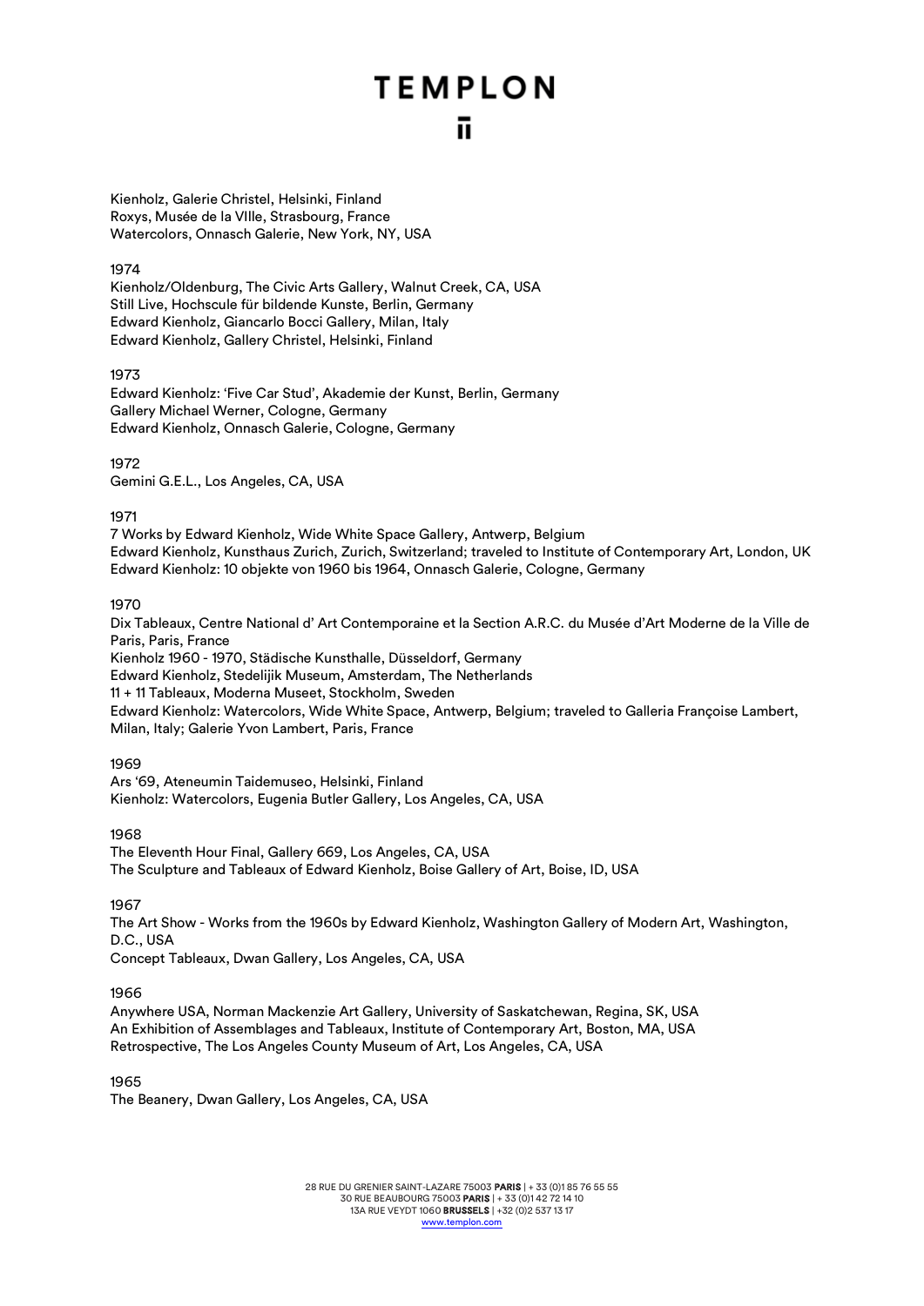Kienholz, Galerie Christel, Helsinki, Finland
Roxys, Musée de la VIIle, Strasbourg, France
Watercolors, Onnasch Galerie, New York, NY, USA

1974
Kienholz/Oldenburg, The Civic Arts Gallery, Walnut Creek, CA, USA
Still Live, Hochscule für bildende Kunste, Berlin, Germany
Edward Kienholz, Giancarlo Bocci Gallery, Milan, Italy
Edward Kienholz, Gallery Christel, Helsinki, Finland

1973
Edward Kienholz: 'Five Car Stud', Akademie der Kunst, Berlin, Germany
Gallery Michael Werner, Cologne, Germany
Edward Kienholz, Onnasch Galerie, Cologne, Germany

1972
Gemini G.E.L., Los Angeles, CA, USA

1971
7 Works by Edward Kienholz, Wide White Space Gallery, Antwerp, Belgium
Edward Kienholz, Kunsthaus Zurich, Zurich, Switzerland; traveled to Institute of Contemporary Art, London, UK
Edward Kienholz: 10 objekte von 1960 bis 1964, Onnasch Galerie, Cologne, Germany

1970
Dix Tableaux, Centre National d' Art Contemporaine et la Section A.R.C. du Musée d'Art Moderne de la Ville de Paris, Paris, France
Kienholz 1960 - 1970, Städische Kunsthalle, Düsseldorf, Germany
Edward Kienholz, Stedelijik Museum, Amsterdam, The Netherlands
11 + 11 Tableaux, Moderna Museet, Stockholm, Sweden
Edward Kienholz: Watercolors, Wide White Space, Antwerp, Belgium; traveled to Galleria Françoise Lambert, Milan, Italy; Galerie Yvon Lambert, Paris, France

1969
Ars '69, Ateneumin Taidemuseo, Helsinki, Finland
Kienholz: Watercolors, Eugenia Butler Gallery, Los Angeles, CA, USA

1968
The Eleventh Hour Final, Gallery 669, Los Angeles, CA, USA
The Sculpture and Tableaux of Edward Kienholz, Boise Gallery of Art, Boise, ID, USA

1967
The Art Show - Works from the 1960s by Edward Kienholz, Washington Gallery of Modern Art, Washington, D.C., USA
Concept Tableaux, Dwan Gallery, Los Angeles, CA, USA

1966
Anywhere USA, Norman Mackenzie Art Gallery, University of Saskatchewan, Regina, SK, USA
An Exhibition of Assemblages and Tableaux, Institute of Contemporary Art, Boston, MA, USA
Retrospective, The Los Angeles County Museum of Art, Los Angeles, CA, USA

1965
The Beanery, Dwan Gallery, Los Angeles, CA, USA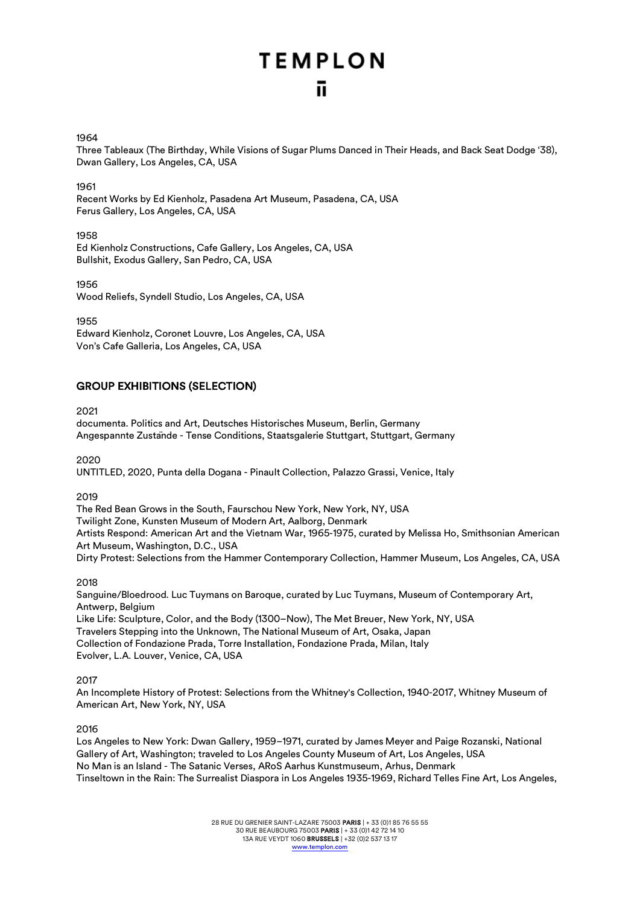1964

Three Tableaux (The Birthday, While Visions of Sugar Plums Danced in Their Heads, and Back Seat Dodge '38), Dwan Gallery, Los Angeles, CA, USA

1961

Recent Works by Ed Kienholz, Pasadena Art Museum, Pasadena, CA, USA
Ferus Gallery, Los Angeles, CA, USA

1958

Ed Kienholz Constructions, Cafe Gallery, Los Angeles, CA, USA
Bullshit, Exodus Gallery, San Pedro, CA, USA

1956

Wood Reliefs, Syndell Studio, Los Angeles, CA, USA

1955

Edward Kienholz, Coronet Louvre, Los Angeles, CA, USA
Von's Cafe Galleria, Los Angeles, CA, USA

## GROUP EXHIBITIONS (SELECTION)

2021

documenta. Politics and Art, Deutsches Historisches Museum, Berlin, Germany
Angespannte Zustände - Tense Conditions, Staatsgalerie Stuttgart, Stuttgart, Germany

2020

UNTITLED, 2020, Punta della Dogana - Pinault Collection, Palazzo Grassi, Venice, Italy

2019

The Red Bean Grows in the South, Faurschou New York, New York, NY, USA
Twilight Zone, Kunsten Museum of Modern Art, Aalborg, Denmark
Artists Respond: American Art and the Vietnam War, 1965-1975, curated by Melissa Ho, Smithsonian American Art Museum, Washington, D.C., USA
Dirty Protest: Selections from the Hammer Contemporary Collection, Hammer Museum, Los Angeles, CA, USA

2018

Sanguine/Bloedrood. Luc Tuymans on Baroque, curated by Luc Tuymans, Museum of Contemporary Art, Antwerp, Belgium
Like Life: Sculpture, Color, and the Body (1300–Now), The Met Breuer, New York, NY, USA
Travelers Stepping into the Unknown, The National Museum of Art, Osaka, Japan
Collection of Fondazione Prada, Torre Installation, Fondazione Prada, Milan, Italy
Evolver, L.A. Louver, Venice, CA, USA

2017

An Incomplete History of Protest: Selections from the Whitney's Collection, 1940-2017, Whitney Museum of American Art, New York, NY, USA

2016

Los Angeles to New York: Dwan Gallery, 1959–1971, curated by James Meyer and Paige Rozanski, National Gallery of Art, Washington; traveled to Los Angeles County Museum of Art, Los Angeles, USA
No Man is an Island - The Satanic Verses, ARoS Aarhus Kunstmuseum, Arhus, Denmark
Tinseltown in the Rain: The Surrealist Diaspora in Los Angeles 1935-1969, Richard Telles Fine Art, Los Angeles,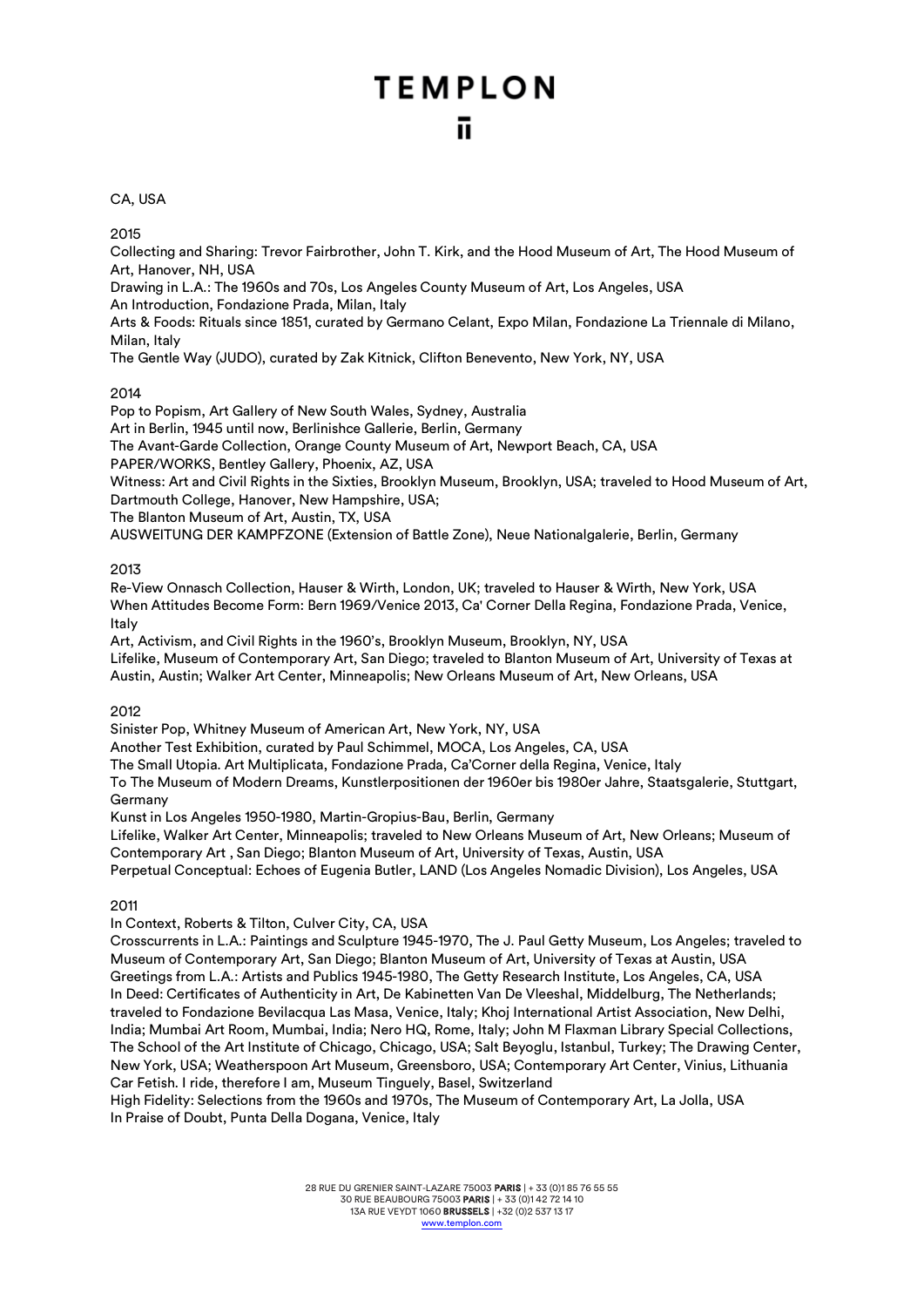CA, USA

2015

Collecting and Sharing: Trevor Fairbrother, John T. Kirk, and the Hood Museum of Art, The Hood Museum of Art, Hanover, NH, USA
Drawing in L.A.: The 1960s and 70s, Los Angeles County Museum of Art, Los Angeles, USA
An Introduction, Fondazione Prada, Milan, Italy
Arts & Foods: Rituals since 1851, curated by Germano Celant, Expo Milan, Fondazione La Triennale di Milano, Milan, Italy
The Gentle Way (JUDO), curated by Zak Kitnick, Clifton Benevento, New York, NY, USA

2014

Pop to Popism, Art Gallery of New South Wales, Sydney, Australia
Art in Berlin, 1945 until now, Berlinishce Gallerie, Berlin, Germany
The Avant-Garde Collection, Orange County Museum of Art, Newport Beach, CA, USA
PAPER/WORKS, Bentley Gallery, Phoenix, AZ, USA
Witness: Art and Civil Rights in the Sixties, Brooklyn Museum, Brooklyn, USA; traveled to Hood Museum of Art, Dartmouth College, Hanover, New Hampshire, USA;
The Blanton Museum of Art, Austin, TX, USA
AUSWEITUNG DER KAMPFZONE (Extension of Battle Zone), Neue Nationalgalerie, Berlin, Germany

2013

Re-View Onnasch Collection, Hauser & Wirth, London, UK; traveled to Hauser & Wirth, New York, USA
When Attitudes Become Form: Bern 1969/Venice 2013, Ca' Corner Della Regina, Fondazione Prada, Venice, Italy
Art, Activism, and Civil Rights in the 1960's, Brooklyn Museum, Brooklyn, NY, USA
Lifelike, Museum of Contemporary Art, San Diego; traveled to Blanton Museum of Art, University of Texas at Austin, Austin; Walker Art Center, Minneapolis; New Orleans Museum of Art, New Orleans, USA

2012

Sinister Pop, Whitney Museum of American Art, New York, NY, USA
Another Test Exhibition, curated by Paul Schimmel, MOCA, Los Angeles, CA, USA
The Small Utopia. Art Multiplicata, Fondazione Prada, Ca'Corner della Regina, Venice, Italy
To The Museum of Modern Dreams, Kunstlerpositionen der 1960er bis 1980er Jahre, Staatsgalerie, Stuttgart, Germany
Kunst in Los Angeles 1950-1980, Martin-Gropius-Bau, Berlin, Germany
Lifelike, Walker Art Center, Minneapolis; traveled to New Orleans Museum of Art, New Orleans; Museum of Contemporary Art , San Diego; Blanton Museum of Art, University of Texas, Austin, USA
Perpetual Conceptual: Echoes of Eugenia Butler, LAND (Los Angeles Nomadic Division), Los Angeles, USA

2011

In Context, Roberts & Tilton, Culver City, CA, USA
Crosscurrents in L.A.: Paintings and Sculpture 1945-1970, The J. Paul Getty Museum, Los Angeles; traveled to Museum of Contemporary Art, San Diego; Blanton Museum of Art, University of Texas at Austin, USA
Greetings from L.A.: Artists and Publics 1945-1980, The Getty Research Institute, Los Angeles, CA, USA
In Deed: Certificates of Authenticity in Art, De Kabinetten Van De Vleeshal, Middelburg, The Netherlands; traveled to Fondazione Bevilacqua Las Masa, Venice, Italy; Khoj International Artist Association, New Delhi, India; Mumbai Art Room, Mumbai, India; Nero HQ, Rome, Italy; John M Flaxman Library Special Collections, The School of the Art Institute of Chicago, Chicago, USA; Salt Beyoglu, Istanbul, Turkey; The Drawing Center, New York, USA; Weatherspoon Art Museum, Greensboro, USA; Contemporary Art Center, Vinius, Lithuania
Car Fetish. I ride, therefore I am, Museum Tinguely, Basel, Switzerland
High Fidelity: Selections from the 1960s and 1970s, The Museum of Contemporary Art, La Jolla, USA
In Praise of Doubt, Punta Della Dogana, Venice, Italy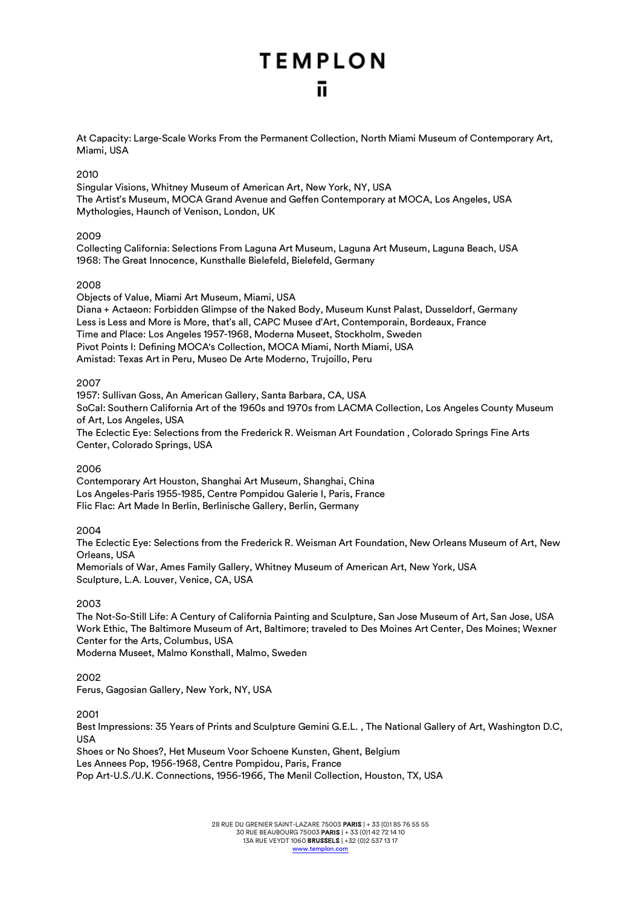At Capacity: Large-Scale Works From the Permanent Collection, North Miami Museum of Contemporary Art, Miami, USA

2010

Singular Visions, Whitney Museum of American Art, New York, NY, USA
The Artist's Museum, MOCA Grand Avenue and Geffen Contemporary at MOCA, Los Angeles, USA
Mythologies, Haunch of Venison, London, UK

2009

Collecting California: Selections From Laguna Art Museum, Laguna Art Museum, Laguna Beach, USA
1968: The Great Innocence, Kunsthalle Bielefeld, Bielefeld, Germany

2008

Objects of Value, Miami Art Museum, Miami, USA
Diana + Actaeon: Forbidden Glimpse of the Naked Body, Museum Kunst Palast, Dusseldorf, Germany
Less is Less and More is More, that's all, CAPC Musee d'Art, Contemporain, Bordeaux, France
Time and Place: Los Angeles 1957-1968, Moderna Museet, Stockholm, Sweden
Pivot Points I: Defining MOCA's Collection, MOCA Miami, North Miami, USA
Amistad: Texas Art in Peru, Museo De Arte Moderno, Trujoillo, Peru

2007

1957: Sullivan Goss, An American Gallery, Santa Barbara, CA, USA
SoCal: Southern California Art of the 1960s and 1970s from LACMA Collection, Los Angeles County Museum of Art, Los Angeles, USA
The Eclectic Eye: Selections from the Frederick R. Weisman Art Foundation , Colorado Springs Fine Arts Center, Colorado Springs, USA

2006

Contemporary Art Houston, Shanghai Art Museum, Shanghai, China
Los Angeles-Paris 1955-1985, Centre Pompidou Galerie I, Paris, France
Flic Flac: Art Made In Berlin, Berlinische Gallery, Berlin, Germany

2004

The Eclectic Eye: Selections from the Frederick R. Weisman Art Foundation, New Orleans Museum of Art, New Orleans, USA
Memorials of War, Ames Family Gallery, Whitney Museum of American Art, New York, USA
Sculpture, L.A. Louver, Venice, CA, USA

2003

The Not-So-Still Life: A Century of California Painting and Sculpture, San Jose Museum of Art, San Jose, USA
Work Ethic, The Baltimore Museum of Art, Baltimore; traveled to Des Moines Art Center, Des Moines; Wexner Center for the Arts, Columbus, USA
Moderna Museet, Malmo Konsthall, Malmo, Sweden

2002

Ferus, Gagosian Gallery, New York, NY, USA

2001

Best Impressions: 35 Years of Prints and Sculpture Gemini G.E.L. , The National Gallery of Art, Washington D.C, USA
Shoes or No Shoes?, Het Museum Voor Schoene Kunsten, Ghent, Belgium
Les Annees Pop, 1956-1968, Centre Pompidou, Paris, France
Pop Art-U.S./U.K. Connections, 1956-1966, The Menil Collection, Houston, TX, USA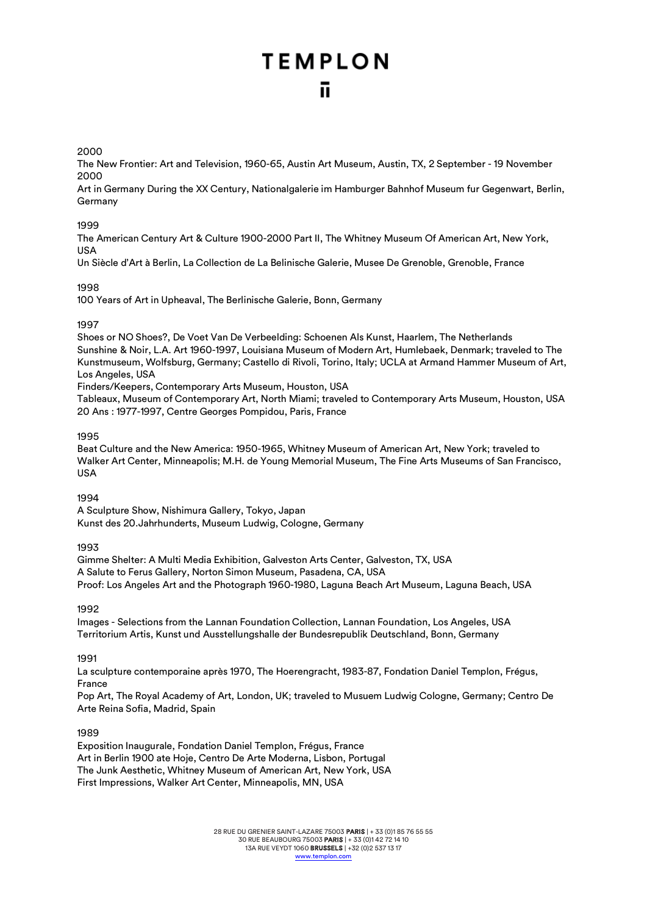2000

The New Frontier: Art and Television, 1960-65, Austin Art Museum, Austin, TX, 2 September - 19 November 2000

Art in Germany During the XX Century, Nationalgalerie im Hamburger Bahnhof Museum fur Gegenwart, Berlin, Germany

1999

The American Century Art & Culture 1900-2000 Part II, The Whitney Museum Of American Art, New York, USA

Un Siècle d'Art à Berlin, La Collection de La Belinische Galerie, Musee De Grenoble, Grenoble, France

1998

100 Years of Art in Upheaval, The Berlinische Galerie, Bonn, Germany

1997

Shoes or NO Shoes?, De Voet Van De Verbeelding: Schoenen Als Kunst, Haarlem, The Netherlands

Sunshine & Noir, L.A. Art 1960-1997, Louisiana Museum of Modern Art, Humlebaek, Denmark; traveled to The Kunstmuseum, Wolfsburg, Germany; Castello di Rivoli, Torino, Italy; UCLA at Armand Hammer Museum of Art, Los Angeles, USA

Finders/Keepers, Contemporary Arts Museum, Houston, USA

Tableaux, Museum of Contemporary Art, North Miami; traveled to Contemporary Arts Museum, Houston, USA

20 Ans : 1977-1997, Centre Georges Pompidou, Paris, France

1995

Beat Culture and the New America: 1950-1965, Whitney Museum of American Art, New York; traveled to Walker Art Center, Minneapolis; M.H. de Young Memorial Museum, The Fine Arts Museums of San Francisco, USA

1994

A Sculpture Show, Nishimura Gallery, Tokyo, Japan

Kunst des 20.Jahrhunderts, Museum Ludwig, Cologne, Germany

1993

Gimme Shelter: A Multi Media Exhibition, Galveston Arts Center, Galveston, TX, USA

A Salute to Ferus Gallery, Norton Simon Museum, Pasadena, CA, USA

Proof: Los Angeles Art and the Photograph 1960-1980, Laguna Beach Art Museum, Laguna Beach, USA

1992

Images - Selections from the Lannan Foundation Collection, Lannan Foundation, Los Angeles, USA

Territorium Artis, Kunst und Ausstellungshalle der Bundesrepublik Deutschland, Bonn, Germany

1991

La sculpture contemporaine après 1970, The Hoerengracht, 1983-87, Fondation Daniel Templon, Frégus, France

Pop Art, The Royal Academy of Art, London, UK; traveled to Musuem Ludwig Cologne, Germany; Centro De Arte Reina Sofia, Madrid, Spain

1989

Exposition Inaugurale, Fondation Daniel Templon, Frégus, France

Art in Berlin 1900 ate Hoje, Centro De Arte Moderna, Lisbon, Portugal

The Junk Aesthetic, Whitney Museum of American Art, New York, USA

First Impressions, Walker Art Center, Minneapolis, MN, USA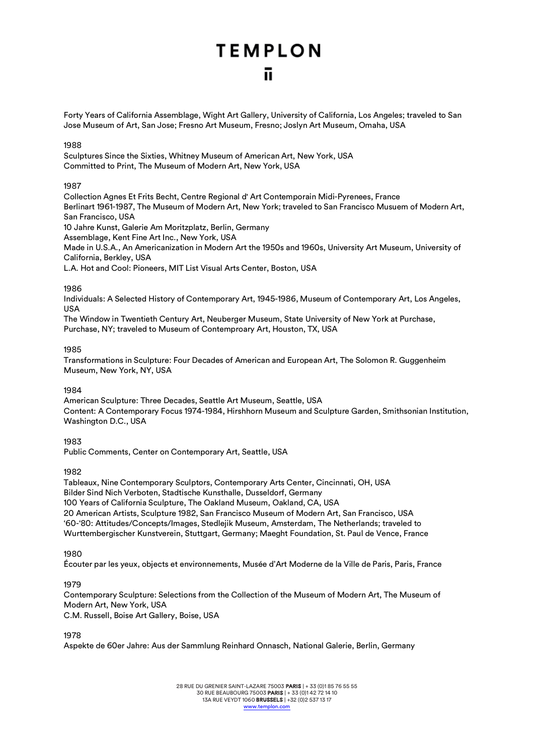Forty Years of California Assemblage, Wight Art Gallery, University of California, Los Angeles; traveled to San Jose Museum of Art, San Jose; Fresno Art Museum, Fresno; Joslyn Art Museum, Omaha, USA

1988
Sculptures Since the Sixties, Whitney Museum of American Art, New York, USA
Committed to Print, The Museum of Modern Art, New York, USA

1987
Collection Agnes Et Frits Becht, Centre Regional d' Art Contemporain Midi-Pyrenees, France
Berlinart 1961-1987, The Museum of Modern Art, New York; traveled to San Francisco Musuem of Modern Art, San Francisco, USA
10 Jahre Kunst, Galerie Am Moritzplatz, Berlin, Germany
Assemblage, Kent Fine Art Inc., New York, USA
Made in U.S.A., An Americanization in Modern Art the 1950s and 1960s, University Art Museum, University of California, Berkley, USA
L.A. Hot and Cool: Pioneers, MIT List Visual Arts Center, Boston, USA

1986
Individuals: A Selected History of Contemporary Art, 1945-1986, Museum of Contemporary Art, Los Angeles, USA
The Window in Twentieth Century Art, Neuberger Museum, State University of New York at Purchase, Purchase, NY; traveled to Museum of Contemproary Art, Houston, TX, USA

1985
Transformations in Sculpture: Four Decades of American and European Art, The Solomon R. Guggenheim Museum, New York, NY, USA

1984
American Sculpture: Three Decades, Seattle Art Museum, Seattle, USA
Content: A Contemporary Focus 1974-1984, Hirshhorn Museum and Sculpture Garden, Smithsonian Institution, Washington D.C., USA

1983
Public Comments, Center on Contemporary Art, Seattle, USA

1982
Tableaux, Nine Contemporary Sculptors, Contemporary Arts Center, Cincinnati, OH, USA
Bilder Sind Nich Verboten, Stadtische Kunsthalle, Dusseldorf, Germany
100 Years of California Sculpture, The Oakland Museum, Oakland, CA, USA
20 American Artists, Sculpture 1982, San Francisco Museum of Modern Art, San Francisco, USA
'60-'80: Attitudes/Concepts/Images, Stedlejik Museum, Amsterdam, The Netherlands; traveled to Wurttembergischer Kunstverein, Stuttgart, Germany; Maeght Foundation, St. Paul de Vence, France

1980
Écouter par les yeux, objects et environnements, Musée d'Art Moderne de la Ville de Paris, Paris, France

1979
Contemporary Sculpture: Selections from the Collection of the Museum of Modern Art, The Museum of Modern Art, New York, USA
C.M. Russell, Boise Art Gallery, Boise, USA

1978
Aspekte de 60er Jahre: Aus der Sammlung Reinhard Onnasch, National Galerie, Berlin, Germany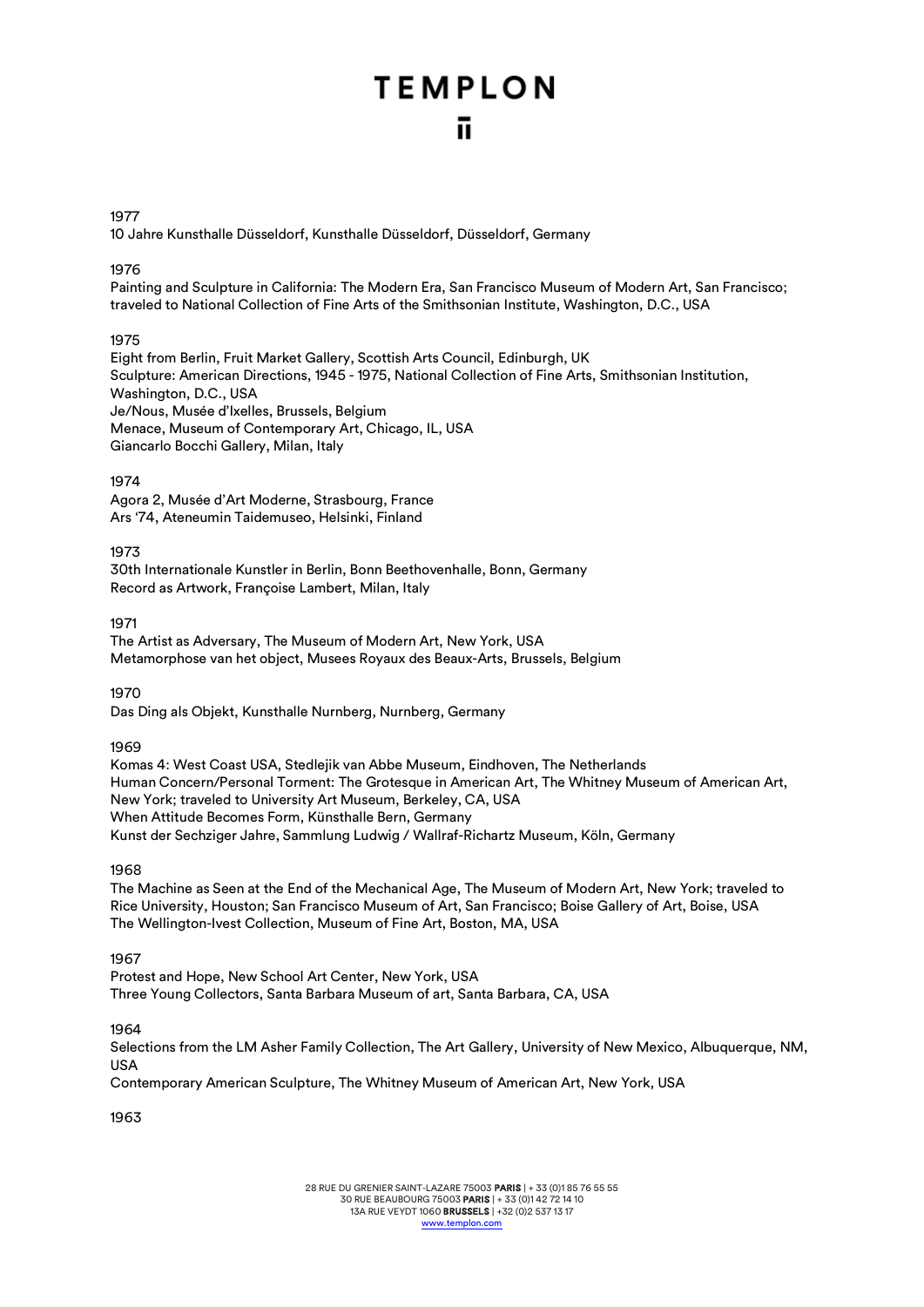1977

10 Jahre Kunsthalle Düsseldorf, Kunsthalle Düsseldorf, Düsseldorf, Germany

1976

Painting and Sculpture in California: The Modern Era, San Francisco Museum of Modern Art, San Francisco; traveled to National Collection of Fine Arts of the Smithsonian Institute, Washington, D.C., USA

1975

Eight from Berlin, Fruit Market Gallery, Scottish Arts Council, Edinburgh, UK
Sculpture: American Directions, 1945 - 1975, National Collection of Fine Arts, Smithsonian Institution, Washington, D.C., USA
Je/Nous, Musée d'Ixelles, Brussels, Belgium
Menace, Museum of Contemporary Art, Chicago, IL, USA
Giancarlo Bocchi Gallery, Milan, Italy

1974

Agora 2, Musée d'Art Moderne, Strasbourg, France
Ars '74, Ateneumin Taidemuseo, Helsinki, Finland

1973

30th Internationale Kunstler in Berlin, Bonn Beethovenhalle, Bonn, Germany
Record as Artwork, Françoise Lambert, Milan, Italy

1971

The Artist as Adversary, The Museum of Modern Art, New York, USA
Metamorphose van het object, Musees Royaux des Beaux-Arts, Brussels, Belgium

1970

Das Ding als Objekt, Kunsthalle Nurnberg, Nurnberg, Germany

1969

Komas 4: West Coast USA, Stedlejik van Abbe Museum, Eindhoven, The Netherlands
Human Concern/Personal Torment: The Grotesque in American Art, The Whitney Museum of American Art, New York; traveled to University Art Museum, Berkeley, CA, USA
When Attitude Becomes Form, Künsthalle Bern, Germany
Kunst der Sechziger Jahre, Sammlung Ludwig / Wallraf-Richartz Museum, Köln, Germany

1968

The Machine as Seen at the End of the Mechanical Age, The Museum of Modern Art, New York; traveled to Rice University, Houston; San Francisco Museum of Art, San Francisco; Boise Gallery of Art, Boise, USA
The Wellington-Ivest Collection, Museum of Fine Art, Boston, MA, USA

1967

Protest and Hope, New School Art Center, New York, USA
Three Young Collectors, Santa Barbara Museum of art, Santa Barbara, CA, USA

1964

Selections from the LM Asher Family Collection, The Art Gallery, University of New Mexico, Albuquerque, NM, USA
Contemporary American Sculpture, The Whitney Museum of American Art, New York, USA

1963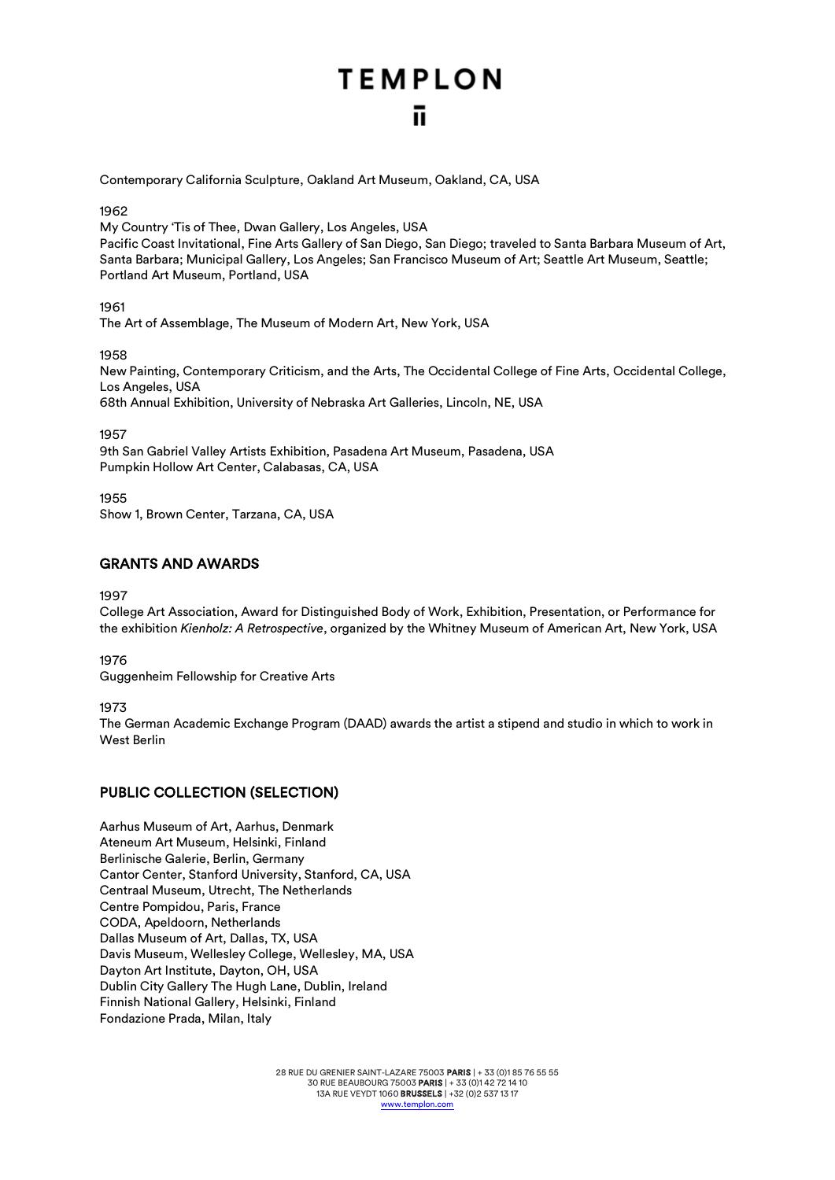Contemporary California Sculpture, Oakland Art Museum, Oakland, CA, USA

1962
My Country 'Tis of Thee, Dwan Gallery, Los Angeles, USA
Pacific Coast Invitational, Fine Arts Gallery of San Diego, San Diego; traveled to Santa Barbara Museum of Art, Santa Barbara; Municipal Gallery, Los Angeles; San Francisco Museum of Art; Seattle Art Museum, Seattle; Portland Art Museum, Portland, USA

1961
The Art of Assemblage, The Museum of Modern Art, New York, USA

1958
New Painting, Contemporary Criticism, and the Arts, The Occidental College of Fine Arts, Occidental College, Los Angeles, USA
68th Annual Exhibition, University of Nebraska Art Galleries, Lincoln, NE, USA

1957
9th San Gabriel Valley Artists Exhibition, Pasadena Art Museum, Pasadena, USA
Pumpkin Hollow Art Center, Calabasas, CA, USA

1955
Show 1, Brown Center, Tarzana, CA, USA

## GRANTS AND AWARDS

1997
College Art Association, Award for Distinguished Body of Work, Exhibition, Presentation, or Performance for the exhibition *Kienholz: A Retrospective*, organized by the Whitney Museum of American Art, New York, USA

1976
Guggenheim Fellowship for Creative Arts

1973
The German Academic Exchange Program (DAAD) awards the artist a stipend and studio in which to work in West Berlin

## PUBLIC COLLECTION (SELECTION)

Aarhus Museum of Art, Aarhus, Denmark
Ateneum Art Museum, Helsinki, Finland
Berlinische Galerie, Berlin, Germany
Cantor Center, Stanford University, Stanford, CA, USA
Centraal Museum, Utrecht, The Netherlands
Centre Pompidou, Paris, France
CODA, Apeldoorn, Netherlands
Dallas Museum of Art, Dallas, TX, USA
Davis Museum, Wellesley College, Wellesley, MA, USA
Dayton Art Institute, Dayton, OH, USA
Dublin City Gallery The Hugh Lane, Dublin, Ireland
Finnish National Gallery, Helsinki, Finland
Fondazione Prada, Milan, Italy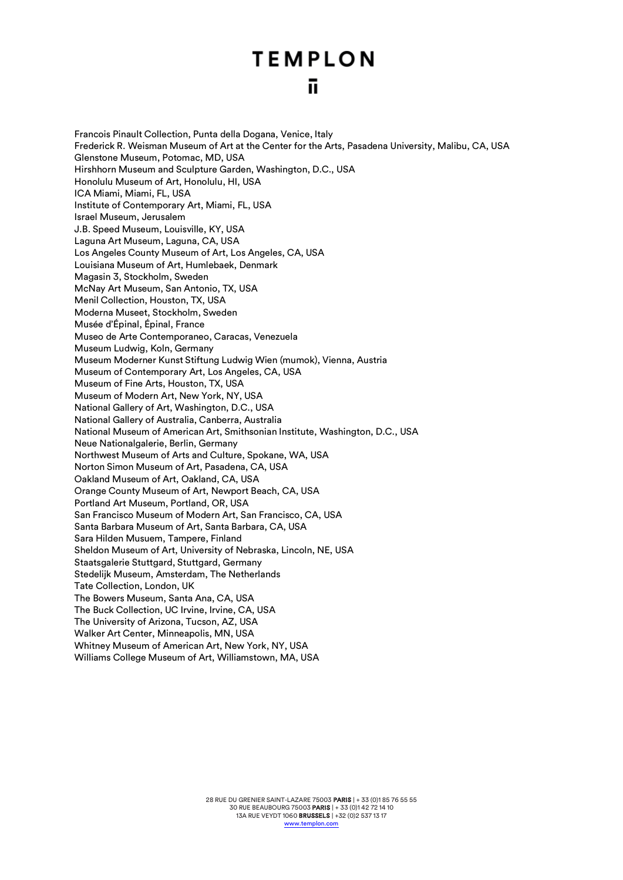Francois Pinault Collection, Punta della Dogana, Venice, Italy
Frederick R. Weisman Museum of Art at the Center for the Arts, Pasadena University, Malibu, CA, USA
Glenstone Museum, Potomac, MD, USA
Hirshhorn Museum and Sculpture Garden, Washington, D.C., USA
Honolulu Museum of Art, Honolulu, HI, USA
ICA Miami, Miami, FL, USA
Institute of Contemporary Art, Miami, FL, USA
Israel Museum, Jerusalem
J.B. Speed Museum, Louisville, KY, USA
Laguna Art Museum, Laguna, CA, USA
Los Angeles County Museum of Art, Los Angeles, CA, USA
Louisiana Museum of Art, Humlebaek, Denmark
Magasin 3, Stockholm, Sweden
McNay Art Museum, San Antonio, TX, USA
Menil Collection, Houston, TX, USA
Moderna Museet, Stockholm, Sweden
Musée d'Épinal, Épinal, France
Museo de Arte Contemporaneo, Caracas, Venezuela
Museum Ludwig, Koln, Germany
Museum Moderner Kunst Stiftung Ludwig Wien (mumok), Vienna, Austria
Museum of Contemporary Art, Los Angeles, CA, USA
Museum of Fine Arts, Houston, TX, USA
Museum of Modern Art, New York, NY, USA
National Gallery of Art, Washington, D.C., USA
National Gallery of Australia, Canberra, Australia
National Museum of American Art, Smithsonian Institute, Washington, D.C., USA
Neue Nationalgalerie, Berlin, Germany
Northwest Museum of Arts and Culture, Spokane, WA, USA
Norton Simon Museum of Art, Pasadena, CA, USA
Oakland Museum of Art, Oakland, CA, USA
Orange County Museum of Art, Newport Beach, CA, USA
Portland Art Museum, Portland, OR, USA
San Francisco Museum of Modern Art, San Francisco, CA, USA
Santa Barbara Museum of Art, Santa Barbara, CA, USA
Sara Hilden Musuem, Tampere, Finland
Sheldon Museum of Art, University of Nebraska, Lincoln, NE, USA
Staatsgalerie Stuttgart, Stuttgart, Germany
Stedelijk Museum, Amsterdam, The Netherlands
Tate Collection, London, UK
The Bowers Museum, Santa Ana, CA, USA
The Buck Collection, UC Irvine, Irvine, CA, USA
The University of Arizona, Tucson, AZ, USA
Walker Art Center, Minneapolis, MN, USA
Whitney Museum of American Art, New York, NY, USA
Williams College Museum of Art, Williamstown, MA, USA